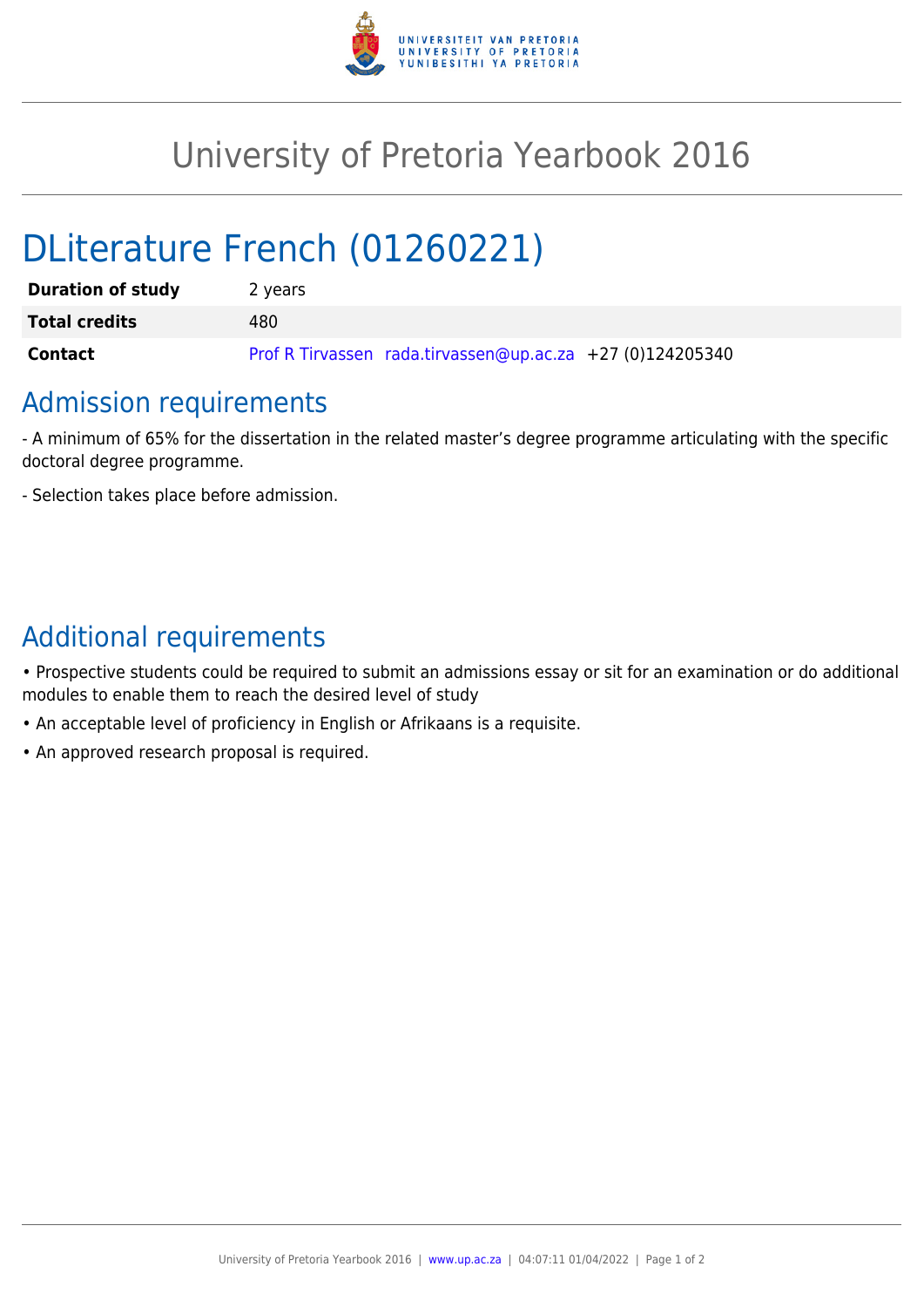# University of Pretoria Yearbook 2016

# DLiterature French (01260221)

| | |
|---|---|
| **Duration of study** | 2 years |
| **Total credits** | 480 |
| **Contact** | Prof R Tirvassen rada.tirvassen@up.ac.za +27 (0)124205340 |

## Admission requirements

- A minimum of 65% for the dissertation in the related master's degree programme articulating with the specific doctoral degree programme.

- Selection takes place before admission.

## Additional requirements

- Prospective students could be required to submit an admissions essay or sit for an examination or do additional modules to enable them to reach the desired level of study
- An acceptable level of proficiency in English or Afrikaans is a requisite.
- An approved research proposal is required.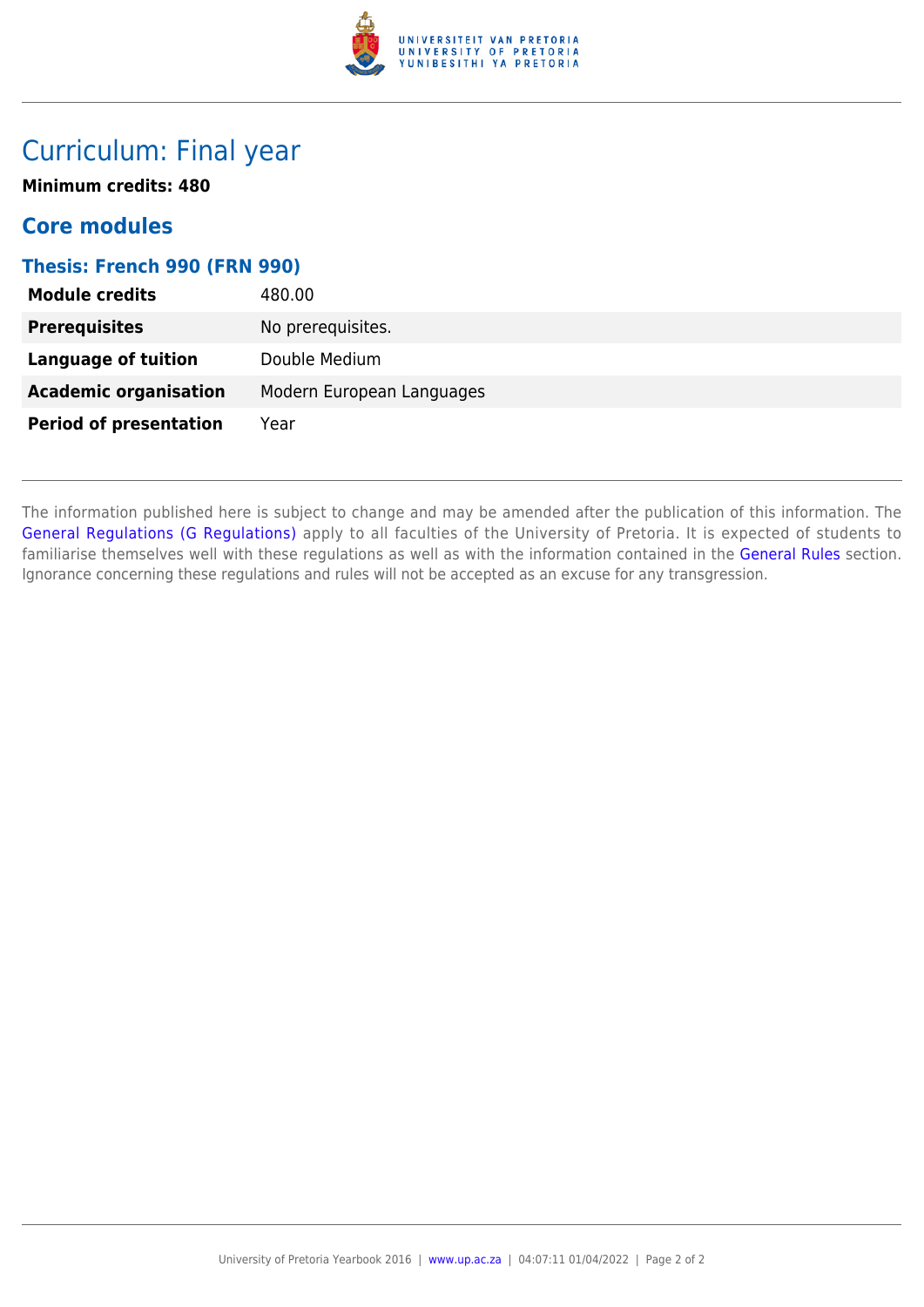# Curriculum: Final year

**Minimum credits: 480**

## Core modules

### Thesis: French 990 (FRN 990)

| | |
|---|---|
| **Module credits** | 480.00 |
| **Prerequisites** | No prerequisites. |
| **Language of tuition** | Double Medium |
| **Academic organisation** | Modern European Languages |
| **Period of presentation** | Year |

The information published here is subject to change and may be amended after the publication of this information. The General Regulations (G Regulations) apply to all faculties of the University of Pretoria. It is expected of students to familiarise themselves well with these regulations as well as with the information contained in the General Rules section. Ignorance concerning these regulations and rules will not be accepted as an excuse for any transgression.